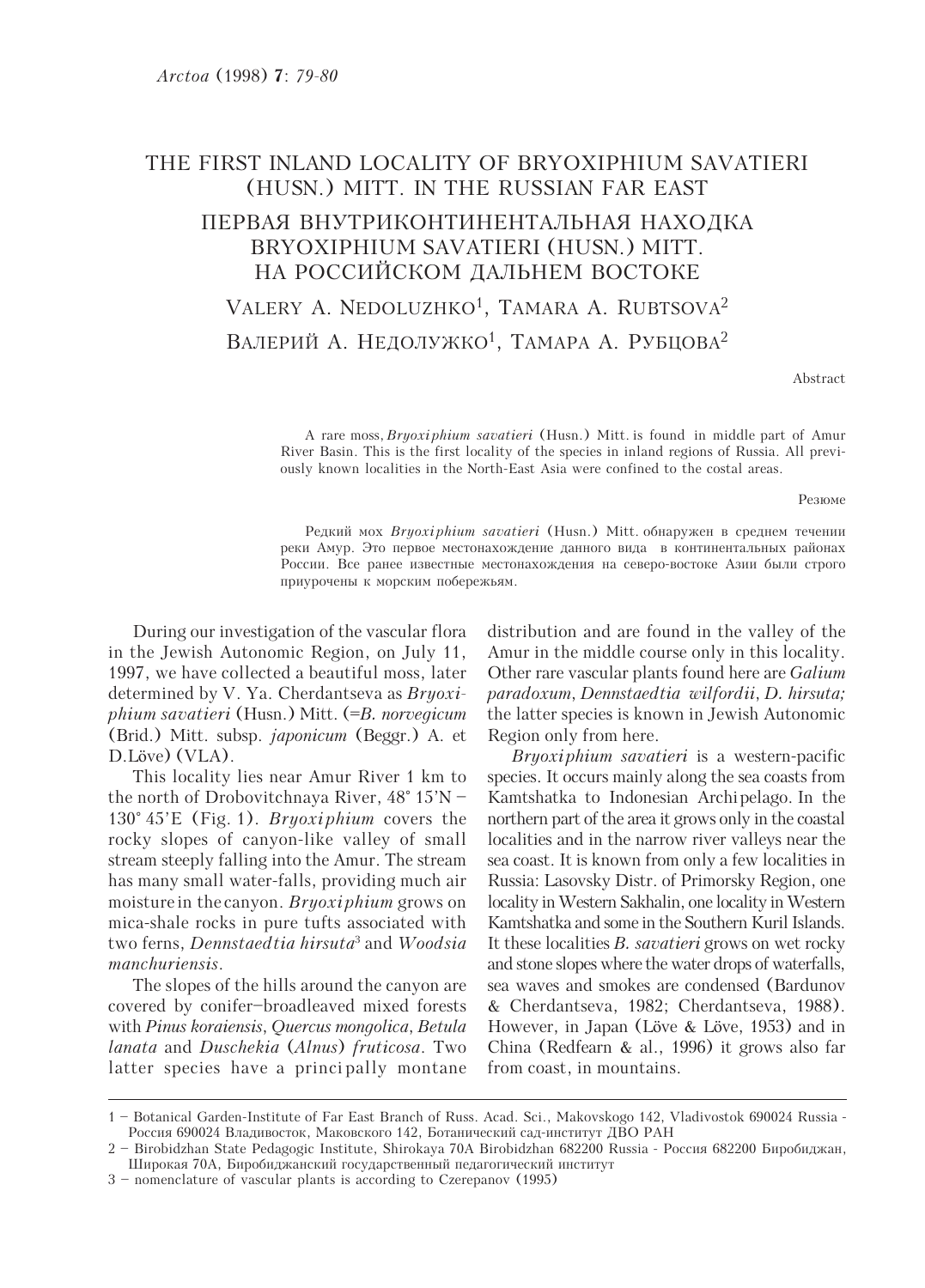# THE FIRST INLAND LOCALITY OF BRYOXIPHIUM SAVATIERI (HUSN.) MITT. IN THE RUSSIAN FAR EAST

# ПЕРВАЯ ВНУТРИКОНТИНЕНТАЛЬНАЯ НАХОДКА BRYOXIPHIUM SAVATIERI (HUSN.) MITT. НА РОССИЙСКОМ ДАЛЬНЕМ ВОСТОКЕ

VALERY A. NEDOLUZHKO[1], TAMARA A. RUBTSOVA[2]

ВАЛЕРИЙ А. НЕДОЛУЖКО[1], ТАМАРА А. РУБЦОВА[2]

Abstract

A rare moss, *Bryoxiphium savatieri* (Husn.) Mitt. is found in middle part of Amur River Basin. This is the first locality of the species in inland regions of Russia. All previously known localities in the North-East Asia were confined to the costal areas.

Резюме

Редкий мох *Bryoxiphium savatieri* (Husn.) Mitt. обнаружен в среднем течении реки Амур. Это первое местонахождение данного вида в континентальных районах России. Все ранее известные местонахождения на северо-востоке Азии были строго приурочены к морским побережьям.

During our investigation of the vascular flora in the Jewish Autonomic Region, on July 11, 1997, we have collected a beautiful moss, later determined by V. Ya. Cherdantseva as *Bryoxiphium savatieri* (Husn.) Mitt. (=*B. norvegicum* (Brid.) Mitt. subsp. *japonicum* (Beggr.) A. et D.Löve) (VLA).

This locality lies near Amur River 1 km to the north of Drobovitchnaya River, 48° 15'N – 130° 45'E (Fig. 1). *Bryoxiphium* covers the rocky slopes of canyon-like valley of small stream steeply falling into the Amur. The stream has many small water-falls, providing much air moisture in the canyon. *Bryoxiphium* grows on mica-shale rocks in pure tufts associated with two ferns, *Dennstaedtia hirsuta*[3] and *Woodsia manchuriensis*.

The slopes of the hills around the canyon are covered by conifer–broadleaved mixed forests with *Pinus koraiensis*, *Quercus mongolica*, *Betula lanata* and *Duschekia* (*Alnus*) *fruticosa*. Two latter species have a principally montane distribution and are found in the valley of the Amur in the middle course only in this locality. Other rare vascular plants found here are *Galium paradoxum*, *Dennstaedtia wilfordii*, *D. hirsuta;* the latter species is known in Jewish Autonomic Region only from here.

*Bryoxiphium savatieri* is a western-pacific species. It occurs mainly along the sea coasts from Kamtshatka to Indonesian Archipelago. In the northern part of the area it grows only in the coastal localities and in the narrow river valleys near the sea coast. It is known from only a few localities in Russia: Lasovsky Distr. of Primorsky Region, one locality in Western Sakhalin, one locality in Western Kamtshatka and some in the Southern Kuril Islands. It these localities *B. savatieri* grows on wet rocky and stone slopes where the water drops of waterfalls, sea waves and smokes are condensed (Bardunov & Cherdantseva, 1982; Cherdantseva, 1988). However, in Japan (Löve & Löve, 1953) and in China (Redfearn & al., 1996) it grows also far from coast, in mountains.

---

1 – Botanical Garden-Institute of Far East Branch of Russ. Acad. Sci., Makovskogo 142, Vladivostok 690024 Russia - Россия 690024 Владивосток, Маковского 142, Ботанический сад-институт ДВО РАН

2 – Birobidzhan State Pedagogic Institute, Shirokaya 70A Birobidzhan 682200 Russia - Россия 682200 Биробиджан, Широкая 70А, Биробиджанский государственный педагогический институт

3 – nomenclature of vascular plants is according to Czerepanov (1995)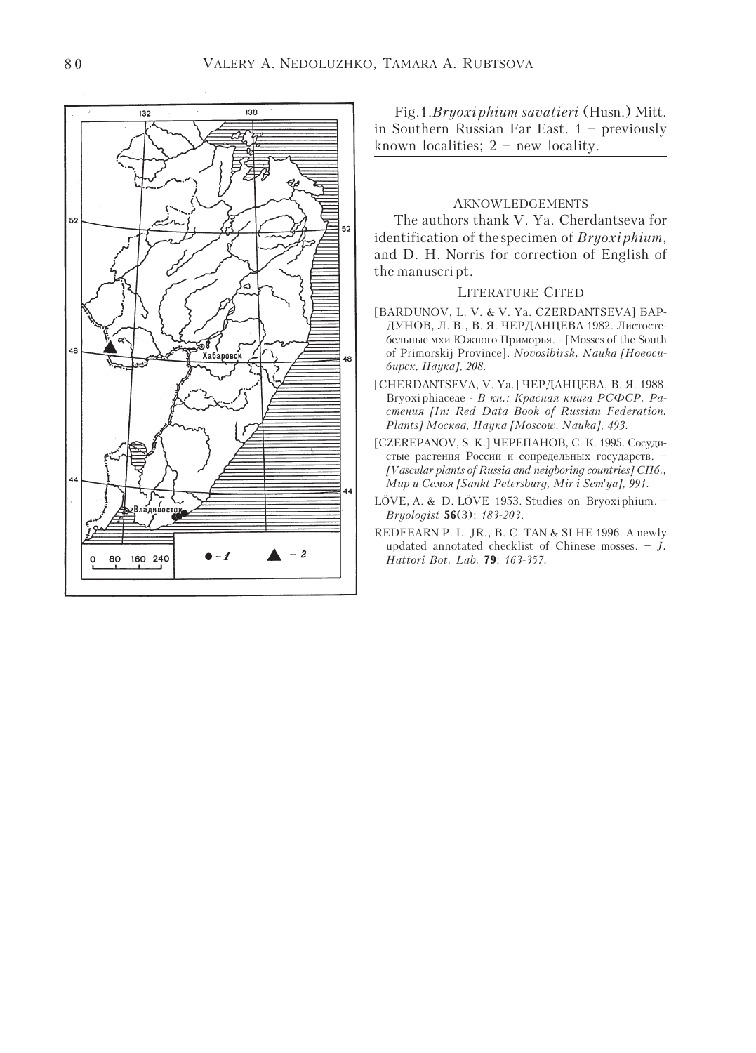132
138
52
52
48
Хабаровск
48
44
44
Владивосток
0 80 160 240
● – 1
▲ – 2

Fig.1.*Bryoxiphium savatieri* (Husn.) Mitt. in Southern Russian Far East. 1 – previously known localities; 2 – new locality.

## AKNOWLEDGEMENTS

The authors thank V. Ya. Cherdantseva for identification of the specimen of *Bryoxiphium*, and D. H. Norris for correction of English of the manuscript.

## LITERATURE CITED

[BARDUNOV, L. V. & V. Ya. CZERDANTSEVA] БАРДУНОВ, Л. В., В. Я. ЧЕРДАНЦЕВА 1982. Листостебельные мхи Южного Приморья. - [Mosses of the South of Primorskij Province]. *Novosibirsk, Nauka [Новосибирск, Наука], 208.*

[CHERDANTSEVA, V. Ya.] ЧЕРДАНЦЕВА, В. Я. 1988. Bryoxiphiaceae - *В кн.: Красная книга РСФСР. Растения [In: Red Data Book of Russian Federation. Plants] Москва, Наука [Moscow, Nauka], 493.*

[CZEREPANOV, S. K.] ЧЕРЕПАНОВ, С. К. 1995. Сосудистые растения России и сопредельных государств. – *[Vascular plants of Russia and neigboring countries] СПб., Мир и Семья [Sankt-Petersburg, Mir i Sem'ya], 991.*

LÖVE, A. & D. LÖVE 1953. Studies on Bryoxiphium. – *Bryologist* **56**(3): *183-203*.

REDFEARN P. L. JR., B. C. TAN & SI HE 1996. A newly updated annotated checklist of Chinese mosses. – *J. Hattori Bot. Lab.* **79**: *163-357*.